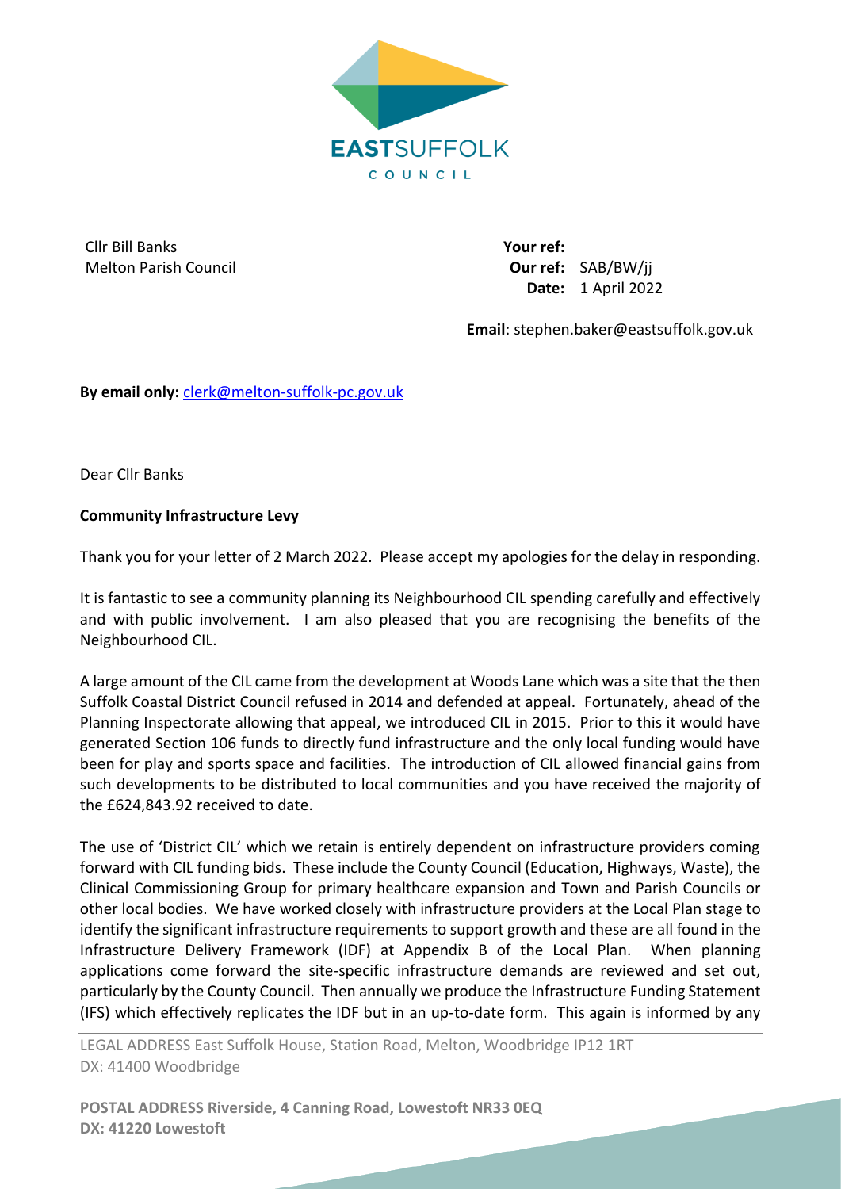EASTSUFFOLK
COUNCIL

Cllr Bill Banks
Melton Parish Council

**Your ref:**
**Our ref:** SAB/BW/jj
**Date:** 1 April 2022

**Email**: stephen.baker@eastsuffolk.gov.uk

**By email only:** clerk@melton-suffolk-pc.gov.uk

Dear Cllr Banks

**Community Infrastructure Levy**

Thank you for your letter of 2 March 2022. Please accept my apologies for the delay in responding.

It is fantastic to see a community planning its Neighbourhood CIL spending carefully and effectively and with public involvement. I am also pleased that you are recognising the benefits of the Neighbourhood CIL.

A large amount of the CIL came from the development at Woods Lane which was a site that the then Suffolk Coastal District Council refused in 2014 and defended at appeal. Fortunately, ahead of the Planning Inspectorate allowing that appeal, we introduced CIL in 2015. Prior to this it would have generated Section 106 funds to directly fund infrastructure and the only local funding would have been for play and sports space and facilities. The introduction of CIL allowed financial gains from such developments to be distributed to local communities and you have received the majority of the £624,843.92 received to date.

The use of 'District CIL' which we retain is entirely dependent on infrastructure providers coming forward with CIL funding bids. These include the County Council (Education, Highways, Waste), the Clinical Commissioning Group for primary healthcare expansion and Town and Parish Councils or other local bodies. We have worked closely with infrastructure providers at the Local Plan stage to identify the significant infrastructure requirements to support growth and these are all found in the Infrastructure Delivery Framework (IDF) at Appendix B of the Local Plan. When planning applications come forward the site-specific infrastructure demands are reviewed and set out, particularly by the County Council. Then annually we produce the Infrastructure Funding Statement (IFS) which effectively replicates the IDF but in an up-to-date form. This again is informed by any

LEGAL ADDRESS East Suffolk House, Station Road, Melton, Woodbridge IP12 1RT
DX: 41400 Woodbridge

**POSTAL ADDRESS Riverside, 4 Canning Road, Lowestoft NR33 0EQ**
**DX: 41220 Lowestoft**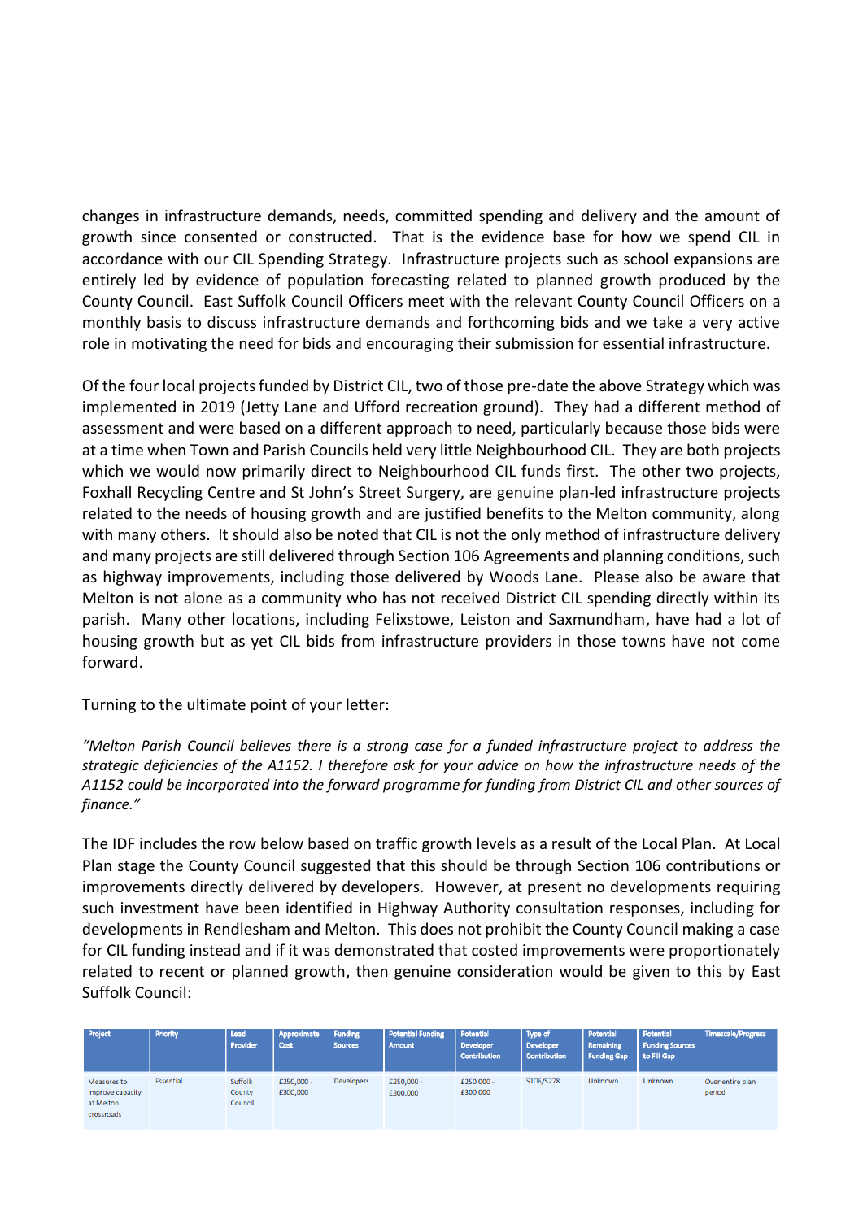changes in infrastructure demands, needs, committed spending and delivery and the amount of growth since consented or constructed. That is the evidence base for how we spend CIL in accordance with our CIL Spending Strategy. Infrastructure projects such as school expansions are entirely led by evidence of population forecasting related to planned growth produced by the County Council. East Suffolk Council Officers meet with the relevant County Council Officers on a monthly basis to discuss infrastructure demands and forthcoming bids and we take a very active role in motivating the need for bids and encouraging their submission for essential infrastructure.

Of the four local projects funded by District CIL, two of those pre-date the above Strategy which was implemented in 2019 (Jetty Lane and Ufford recreation ground). They had a different method of assessment and were based on a different approach to need, particularly because those bids were at a time when Town and Parish Councils held very little Neighbourhood CIL. They are both projects which we would now primarily direct to Neighbourhood CIL funds first. The other two projects, Foxhall Recycling Centre and St John's Street Surgery, are genuine plan-led infrastructure projects related to the needs of housing growth and are justified benefits to the Melton community, along with many others. It should also be noted that CIL is not the only method of infrastructure delivery and many projects are still delivered through Section 106 Agreements and planning conditions, such as highway improvements, including those delivered by Woods Lane. Please also be aware that Melton is not alone as a community who has not received District CIL spending directly within its parish. Many other locations, including Felixstowe, Leiston and Saxmundham, have had a lot of housing growth but as yet CIL bids from infrastructure providers in those towns have not come forward.

Turning to the ultimate point of your letter:

*"Melton Parish Council believes there is a strong case for a funded infrastructure project to address the strategic deficiencies of the A1152. I therefore ask for your advice on how the infrastructure needs of the A1152 could be incorporated into the forward programme for funding from District CIL and other sources of finance."*

The IDF includes the row below based on traffic growth levels as a result of the Local Plan. At Local Plan stage the County Council suggested that this should be through Section 106 contributions or improvements directly delivered by developers. However, at present no developments requiring such investment have been identified in Highway Authority consultation responses, including for developments in Rendlesham and Melton. This does not prohibit the County Council making a case for CIL funding instead and if it was demonstrated that costed improvements were proportionately related to recent or planned growth, then genuine consideration would be given to this by East Suffolk Council:

| Project | Priority | Lead Provider | Approximate Cost | Funding Sources | Potential Funding Amount | Potential Developer Contribution | Type of Developer Contribution | Potential Remaining Funding Gap | Potential Funding Sources to Fill Gap | Timescale/Progress |
|---|---|---|---|---|---|---|---|---|---|---|
| Measures to improve capacity at Melton crossroads | Essential | Suffolk County Council | £250,000 - £300,000 | Developers | £250,000 - £300,000 | £250,000 - £300,000 | S106/S278 | Unknown | Unknown | Over entire plan period |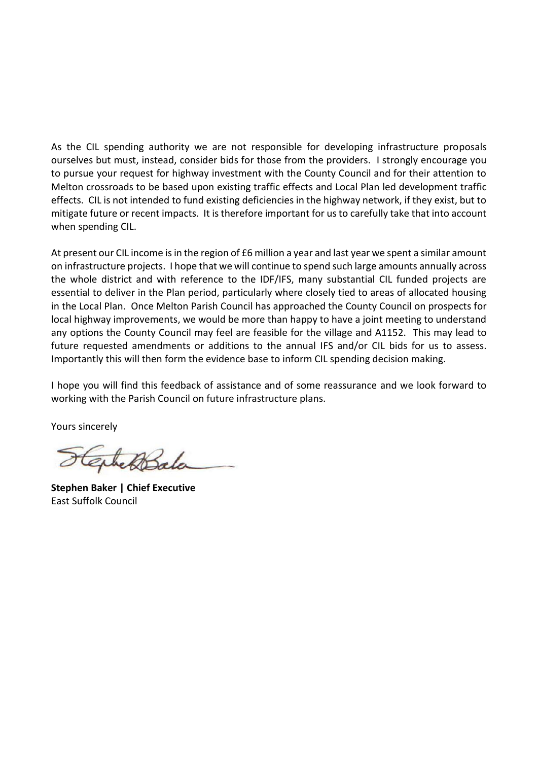As the CIL spending authority we are not responsible for developing infrastructure proposals ourselves but must, instead, consider bids for those from the providers. I strongly encourage you to pursue your request for highway investment with the County Council and for their attention to Melton crossroads to be based upon existing traffic effects and Local Plan led development traffic effects. CIL is not intended to fund existing deficiencies in the highway network, if they exist, but to mitigate future or recent impacts. It is therefore important for us to carefully take that into account when spending CIL.

At present our CIL income is in the region of £6 million a year and last year we spent a similar amount on infrastructure projects. I hope that we will continue to spend such large amounts annually across the whole district and with reference to the IDF/IFS, many substantial CIL funded projects are essential to deliver in the Plan period, particularly where closely tied to areas of allocated housing in the Local Plan. Once Melton Parish Council has approached the County Council on prospects for local highway improvements, we would be more than happy to have a joint meeting to understand any options the County Council may feel are feasible for the village and A1152. This may lead to future requested amendments or additions to the annual IFS and/or CIL bids for us to assess. Importantly this will then form the evidence base to inform CIL spending decision making.

I hope you will find this feedback of assistance and of some reassurance and we look forward to working with the Parish Council on future infrastructure plans.

Yours sincerely

**Stephen Baker | Chief Executive**
East Suffolk Council